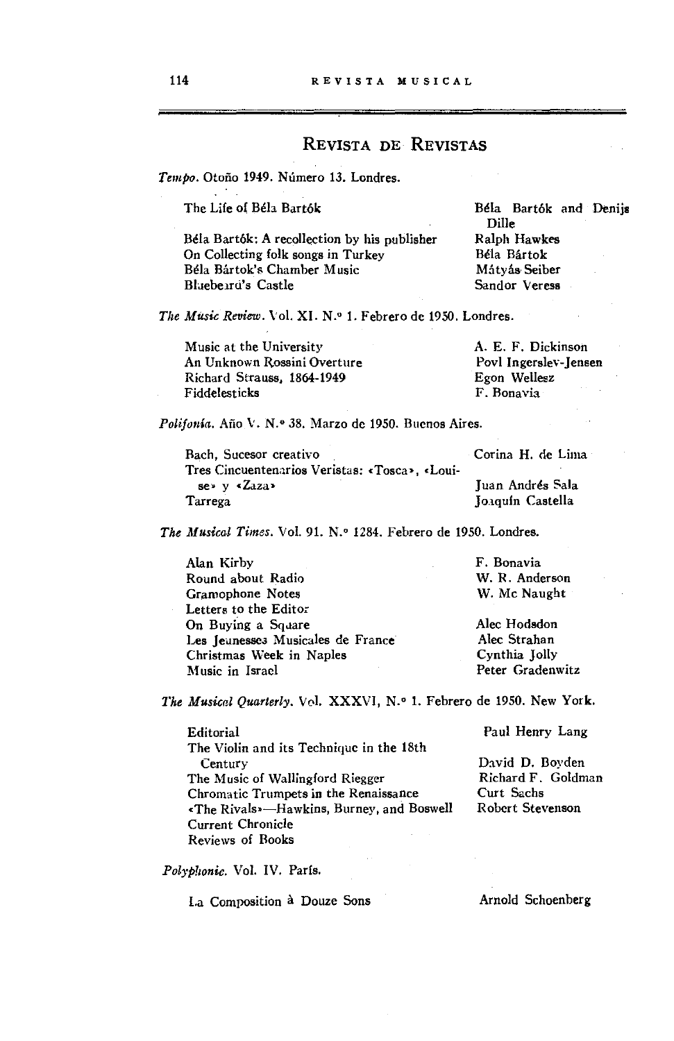## Revista de Revistas

*Tempo*. Otoño 1949. Número 13. Londres.

| | |
|---|---|
| The Life of Béla Bartók | Béla Bartók and Denijs Dille |
| Béla Bartók: A recollection by his publisher | Ralph Hawkes |
| On Collecting folk songs in Turkey | Béla Bártok |
| Béla Bártok's Chamber Music | Mátyás Seiber |
| Bluebeard's Castle | Sandor Veress |

*The Music Review*. Vol. XI. N.° 1. Febrero de 1950. Londres.

| | |
|---|---|
| Music at the University | A. E. F. Dickinson |
| An Unknown Rossini Overture | Povl Ingerslev-Jensen |
| Richard Strauss, 1864-1949 | Egon Wellesz |
| Fiddelesticks | F. Bonavia |

*Polifonía*. Año V. N.° 38. Marzo de 1950. Buenos Aires.

| | |
|---|---|
| Bach, Sucesor creativo | Corina H. de Lima |
| Tres Cincuentenarios Veristas: «Tosca», «Louise» y «Zaza» | Juan Andrés Sala |
| Tarrega | Joaquín Castella |

*The Musical Times*. Vol. 91. N.° 1284. Febrero de 1950. Londres.

| | |
|---|---|
| Alan Kirby | F. Bonavia |
| Round about Radio | W. R. Anderson |
| Gramophone Notes | W. Mc Naught |
| Letters to the Editor | |
| On Buying a Square | Alec Hodsdon |
| Les Jeunesses Musicales de France | Alec Strahan |
| Christmas Week in Naples | Cynthia Jolly |
| Music in Israel | Peter Gradenwitz |

*The Musical Quarterly*. Vol. XXXVI, N.° 1. Febrero de 1950. New York.

| | |
|---|---|
| Editorial | Paul Henry Lang |
| The Violin and its Technique in the 18th Century | David D. Boyden |
| The Music of Wallingford Riegger | Richard F. Goldman |
| Chromatic Trumpets in the Renaissance | Curt Sachs |
| «The Rivals»—Hawkins, Burney, and Boswell | Robert Stevenson |
| Current Chronicle | |
| Reviews of Books | |

*Polyphonie*. Vol. IV. París.

| | |
|---|---|
| La Composition à Douze Sons | Arnold Schoenberg |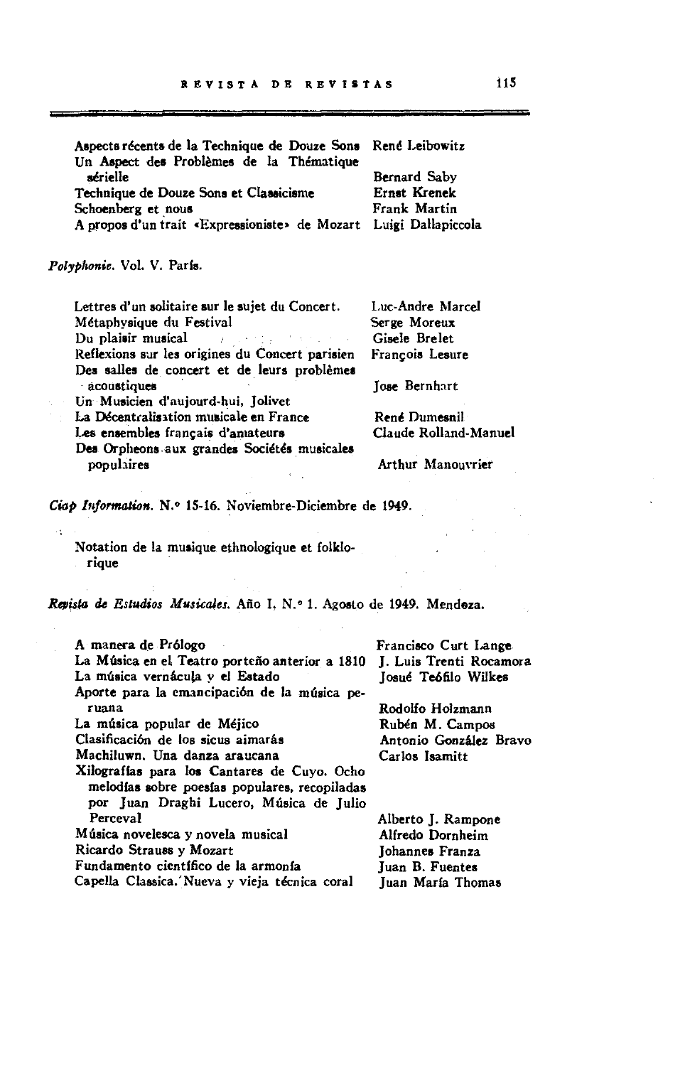| | |
|---|---|
| Aspects récents de la Technique de Douze Sons | René Leibowitz |
| Un Aspect des Problèmes de la Thématique sérielle | Bernard Saby |
| Technique de Douze Sons et Classicisme | Ernst Krenek |
| Schoenberg et nous | Frank Martin |
| A propos d'un trait «Expressioniste» de Mozart | Luigi Dallapiccola |

*Polyphonie*. Vol. V. París.

| | |
|---|---|
| Lettres d'un solitaire sur le sujet du Concert. | Luc-Andre Marcel |
| Métaphysique du Festival | Serge Moreux |
| Du plaisir musical | Gisele Brelet |
| Reflexions sur les origines du Concert parisien | François Lesure |
| Des salles de concert et de leurs problèmes acoustiques | Jose Bernhart |
| Un Musicien d'aujourd-hui, Jolivet | |
| La Décentralisation musicale en France | René Dumesnil |
| Les ensembles français d'amateurs | Claude Rolland-Manuel |
| Des Orpheons aux grandes Sociétés musicales populaires | Arthur Manouvrier |

*Ciap Information*. N.° 15-16. Noviembre-Diciembre de 1949.

Notation de la musique ethnologique et folklorique

*Revista de Estudios Musicales*. Año I, N.° 1. Agosto de 1949. Mendoza.

| | |
|---|---|
| A manera de Prólogo | Francisco Curt Lange |
| La Música en el Teatro porteño anterior a 1810 | J. Luis Trenti Rocamora |
| La música vernácula y el Estado | Josué Teófilo Wilkes |
| Aporte para la emancipación de la música peruana | Rodolfo Holzmann |
| La música popular de Méjico | Rubén M. Campos |
| Clasificación de los sicus aimarás | Antonio González Bravo |
| Machiluwn. Una danza araucana | Carlos Isamitt |
| Xilografías para los Cantares de Cuyo. Ocho melodías sobre poesías populares, recopiladas por Juan Draghi Lucero, Música de Julio Perceval | Alberto J. Rampone |
| Música novelesca y novela musical | Alfredo Dornheim |
| Ricardo Strauss y Mozart | Johannes Franza |
| Fundamento científico de la armonía | Juan B. Fuentes |
| Capella Classica. Nueva y vieja técnica coral | Juan María Thomas |